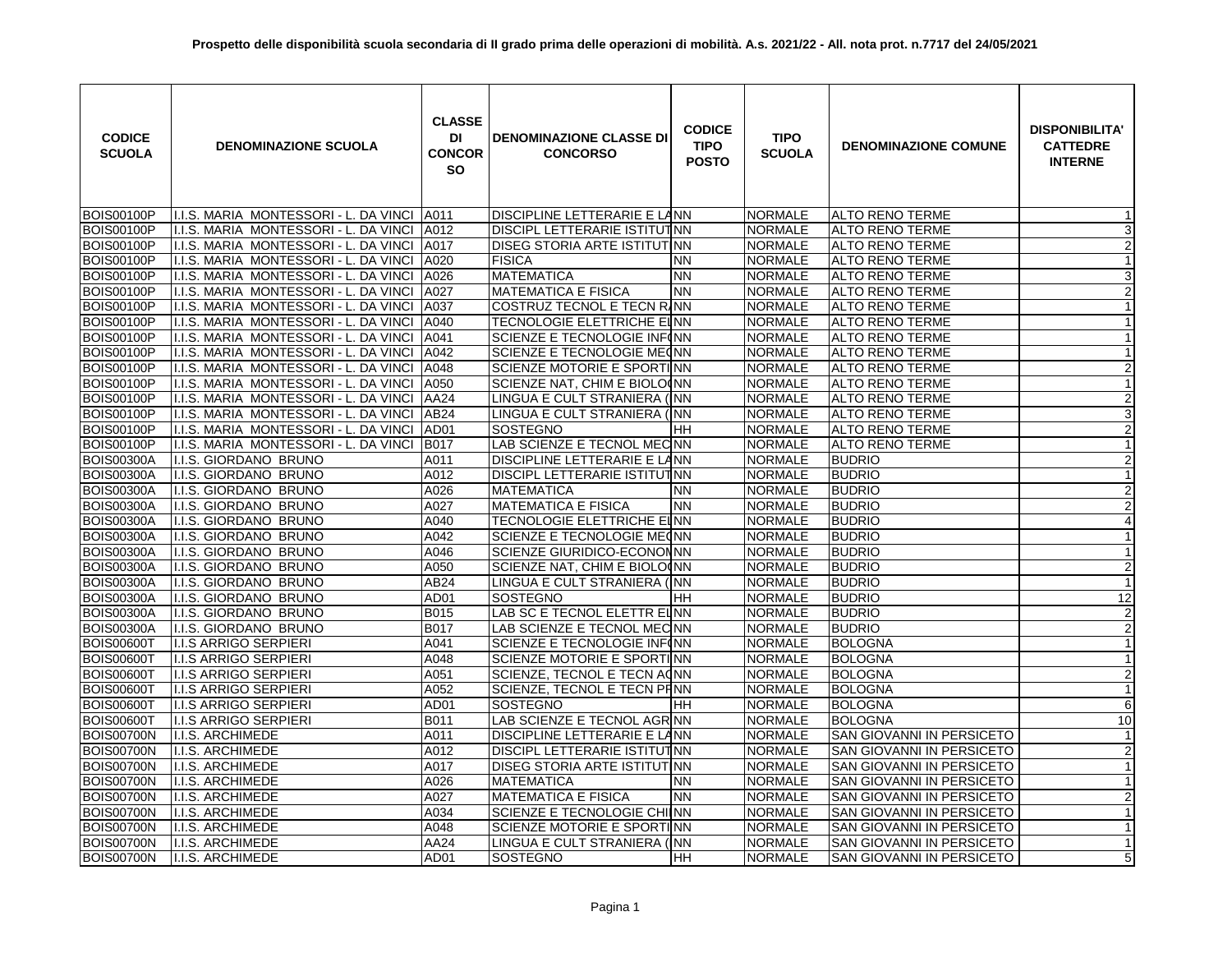**Prospetto delle disponibilità scuola secondaria di II grado prima delle operazioni di mobilità. A.s. 2021/22 - All. nota prot. n.7717 del 24/05/2021**

| CODICE SCUOLA | DENOMINAZIONE SCUOLA | CLASSE DI CONCORSO | DENOMINAZIONE CLASSE DI CONCORSO | CODICE TIPO POSTO | TIPO SCUOLA | DENOMINAZIONE COMUNE | DISPONIBILITA' CATTEDRE INTERNE |
|---|---|---|---|---|---|---|---|
| BOIS00100P | I.I.S. MARIA MONTESSORI - L. DA VINCI | A011 | DISCIPLINE LETTERARIE E LA | NN | NORMALE | ALTO RENO TERME | 1 |
| BOIS00100P | I.I.S. MARIA MONTESSORI - L. DA VINCI | A012 | DISCIPL LETTERARIE ISTITUT | NN | NORMALE | ALTO RENO TERME | 3 |
| BOIS00100P | I.I.S. MARIA MONTESSORI - L. DA VINCI | A017 | DISEG STORIA ARTE ISTITUT | NN | NORMALE | ALTO RENO TERME | 2 |
| BOIS00100P | I.I.S. MARIA MONTESSORI - L. DA VINCI | A020 | FISICA | NN | NORMALE | ALTO RENO TERME | 1 |
| BOIS00100P | I.I.S. MARIA MONTESSORI - L. DA VINCI | A026 | MATEMATICA | NN | NORMALE | ALTO RENO TERME | 3 |
| BOIS00100P | I.I.S. MARIA MONTESSORI - L. DA VINCI | A027 | MATEMATICA E FISICA | NN | NORMALE | ALTO RENO TERME | 2 |
| BOIS00100P | I.I.S. MARIA MONTESSORI - L. DA VINCI | A037 | COSTRUZ TECNOL E TECN R | NN | NORMALE | ALTO RENO TERME | 1 |
| BOIS00100P | I.I.S. MARIA MONTESSORI - L. DA VINCI | A040 | TECNOLOGIE ELETTRICHE E | NN | NORMALE | ALTO RENO TERME | 1 |
| BOIS00100P | I.I.S. MARIA MONTESSORI - L. DA VINCI | A041 | SCIENZE E TECNOLOGIE INF | NN | NORMALE | ALTO RENO TERME | 1 |
| BOIS00100P | I.I.S. MARIA MONTESSORI - L. DA VINCI | A042 | SCIENZE E TECNOLOGIE ME | NN | NORMALE | ALTO RENO TERME | 1 |
| BOIS00100P | I.I.S. MARIA MONTESSORI - L. DA VINCI | A048 | SCIENZE MOTORIE E SPORTI | NN | NORMALE | ALTO RENO TERME | 2 |
| BOIS00100P | I.I.S. MARIA MONTESSORI - L. DA VINCI | A050 | SCIENZE NAT, CHIM E BIOLO | NN | NORMALE | ALTO RENO TERME | 1 |
| BOIS00100P | I.I.S. MARIA MONTESSORI - L. DA VINCI | AA24 | LINGUA E CULT STRANIERA ( | NN | NORMALE | ALTO RENO TERME | 2 |
| BOIS00100P | I.I.S. MARIA MONTESSORI - L. DA VINCI | AB24 | LINGUA E CULT STRANIERA ( | NN | NORMALE | ALTO RENO TERME | 3 |
| BOIS00100P | I.I.S. MARIA MONTESSORI - L. DA VINCI | AD01 | SOSTEGNO | HH | NORMALE | ALTO RENO TERME | 2 |
| BOIS00100P | I.I.S. MARIA MONTESSORI - L. DA VINCI | B017 | LAB SCIENZE E TECNOL MEC | NN | NORMALE | ALTO RENO TERME | 1 |
| BOIS00300A | I.I.S. GIORDANO BRUNO | A011 | DISCIPLINE LETTERARIE E LA | NN | NORMALE | BUDRIO | 2 |
| BOIS00300A | I.I.S. GIORDANO BRUNO | A012 | DISCIPL LETTERARIE ISTITUT | NN | NORMALE | BUDRIO | 1 |
| BOIS00300A | I.I.S. GIORDANO BRUNO | A026 | MATEMATICA | NN | NORMALE | BUDRIO | 2 |
| BOIS00300A | I.I.S. GIORDANO BRUNO | A027 | MATEMATICA E FISICA | NN | NORMALE | BUDRIO | 2 |
| BOIS00300A | I.I.S. GIORDANO BRUNO | A040 | TECNOLOGIE ELETTRICHE E | NN | NORMALE | BUDRIO | 4 |
| BOIS00300A | I.I.S. GIORDANO BRUNO | A042 | SCIENZE E TECNOLOGIE ME | NN | NORMALE | BUDRIO | 1 |
| BOIS00300A | I.I.S. GIORDANO BRUNO | A046 | SCIENZE GIURIDICO-ECONOM | NN | NORMALE | BUDRIO | 1 |
| BOIS00300A | I.I.S. GIORDANO BRUNO | A050 | SCIENZE NAT, CHIM E BIOLO | NN | NORMALE | BUDRIO | 2 |
| BOIS00300A | I.I.S. GIORDANO BRUNO | AB24 | LINGUA E CULT STRANIERA ( | NN | NORMALE | BUDRIO | 1 |
| BOIS00300A | I.I.S. GIORDANO BRUNO | AD01 | SOSTEGNO | HH | NORMALE | BUDRIO | 12 |
| BOIS00300A | I.I.S. GIORDANO BRUNO | B015 | LAB SC E TECNOL ELETTR E | NN | NORMALE | BUDRIO | 2 |
| BOIS00300A | I.I.S. GIORDANO BRUNO | B017 | LAB SCIENZE E TECNOL MEC | NN | NORMALE | BUDRIO | 2 |
| BOIS00600T | I.I.S ARRIGO SERPIERI | A041 | SCIENZE E TECNOLOGIE INF | NN | NORMALE | BOLOGNA | 1 |
| BOIS00600T | I.I.S ARRIGO SERPIERI | A048 | SCIENZE MOTORIE E SPORTI | NN | NORMALE | BOLOGNA | 1 |
| BOIS00600T | I.I.S ARRIGO SERPIERI | A051 | SCIENZE, TECNOL E TECN A | NN | NORMALE | BOLOGNA | 2 |
| BOIS00600T | I.I.S ARRIGO SERPIERI | A052 | SCIENZE, TECNOL E TECN P | NN | NORMALE | BOLOGNA | 1 |
| BOIS00600T | I.I.S ARRIGO SERPIERI | AD01 | SOSTEGNO | HH | NORMALE | BOLOGNA | 6 |
| BOIS00600T | I.I.S ARRIGO SERPIERI | B011 | LAB SCIENZE E TECNOL AGR | NN | NORMALE | BOLOGNA | 10 |
| BOIS00700N | I.I.S. ARCHIMEDE | A011 | DISCIPLINE LETTERARIE E LA | NN | NORMALE | SAN GIOVANNI IN PERSICETO | 1 |
| BOIS00700N | I.I.S. ARCHIMEDE | A012 | DISCIPL LETTERARIE ISTITUT | NN | NORMALE | SAN GIOVANNI IN PERSICETO | 2 |
| BOIS00700N | I.I.S. ARCHIMEDE | A017 | DISEG STORIA ARTE ISTITUT | NN | NORMALE | SAN GIOVANNI IN PERSICETO | 1 |
| BOIS00700N | I.I.S. ARCHIMEDE | A026 | MATEMATICA | NN | NORMALE | SAN GIOVANNI IN PERSICETO | 1 |
| BOIS00700N | I.I.S. ARCHIMEDE | A027 | MATEMATICA E FISICA | NN | NORMALE | SAN GIOVANNI IN PERSICETO | 2 |
| BOIS00700N | I.I.S. ARCHIMEDE | A034 | SCIENZE E TECNOLOGIE CHI | NN | NORMALE | SAN GIOVANNI IN PERSICETO | 1 |
| BOIS00700N | I.I.S. ARCHIMEDE | A048 | SCIENZE MOTORIE E SPORTI | NN | NORMALE | SAN GIOVANNI IN PERSICETO | 1 |
| BOIS00700N | I.I.S. ARCHIMEDE | AA24 | LINGUA E CULT STRANIERA ( | NN | NORMALE | SAN GIOVANNI IN PERSICETO | 1 |
| BOIS00700N | I.I.S. ARCHIMEDE | AD01 | SOSTEGNO | HH | NORMALE | SAN GIOVANNI IN PERSICETO | 5 |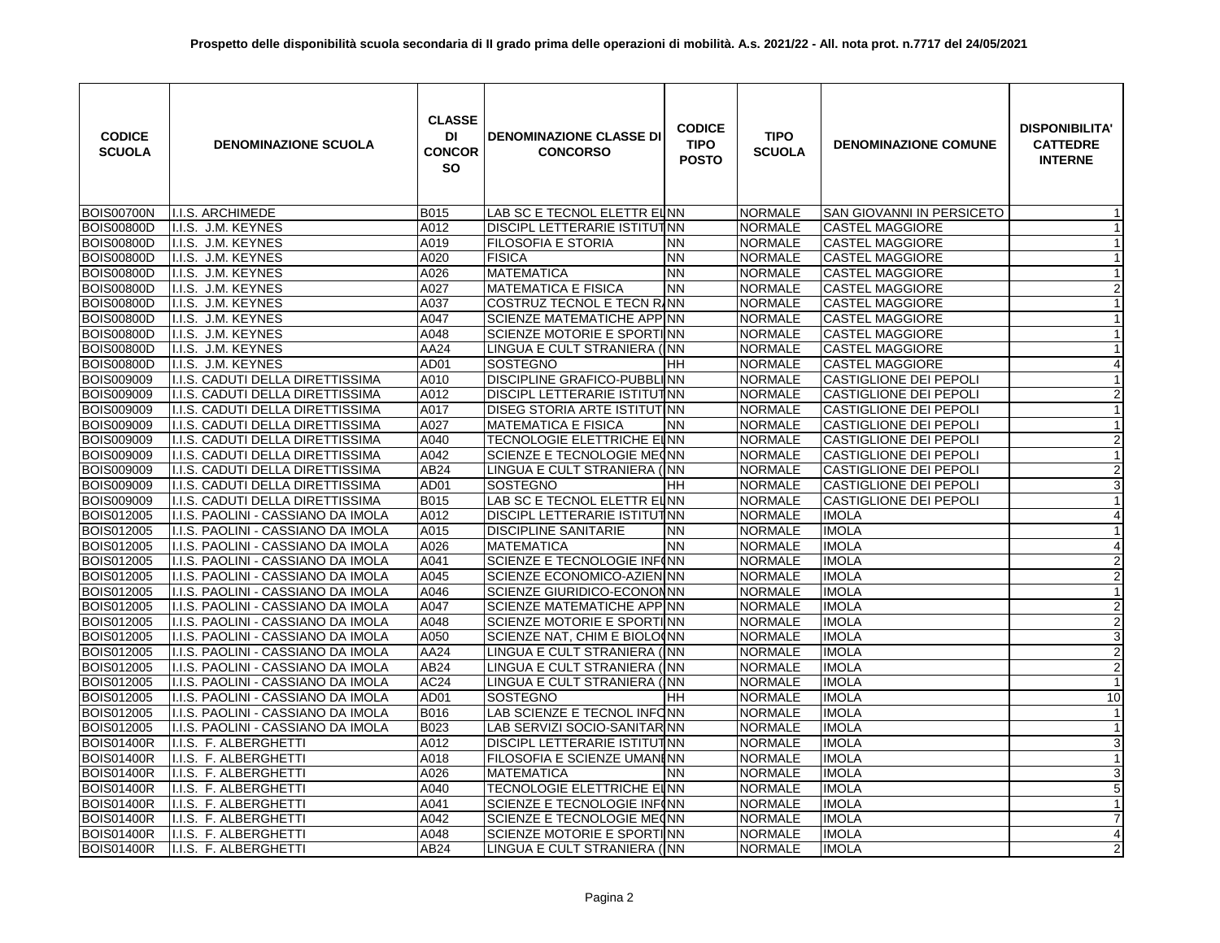**Prospetto delle disponibilità scuola secondaria di II grado prima delle operazioni di mobilità. A.s. 2021/22 - All. nota prot. n.7717 del 24/05/2021**

| CODICE SCUOLA | DENOMINAZIONE SCUOLA | CLASSE DI CONCORSO | DENOMINAZIONE CLASSE DI CONCORSO | CODICE TIPO POSTO | TIPO SCUOLA | DENOMINAZIONE COMUNE | DISPONIBILITA' CATTEDRE INTERNE |
|---|---|---|---|---|---|---|---|
| BOIS00700N | I.I.S. ARCHIMEDE | B015 | LAB SC E TECNOL ELETTR EL | NN | NORMALE | SAN GIOVANNI IN PERSICETO | 1 |
| BOIS00800D | I.I.S. J.M. KEYNES | A012 | DISCIPL LETTERARIE ISTITUT | NN | NORMALE | CASTEL MAGGIORE | 1 |
| BOIS00800D | I.I.S. J.M. KEYNES | A019 | FILOSOFIA E STORIA | NN | NORMALE | CASTEL MAGGIORE | 1 |
| BOIS00800D | I.I.S. J.M. KEYNES | A020 | FISICA | NN | NORMALE | CASTEL MAGGIORE | 1 |
| BOIS00800D | I.I.S. J.M. KEYNES | A026 | MATEMATICA | NN | NORMALE | CASTEL MAGGIORE | 1 |
| BOIS00800D | I.I.S. J.M. KEYNES | A027 | MATEMATICA E FISICA | NN | NORMALE | CASTEL MAGGIORE | 2 |
| BOIS00800D | I.I.S. J.M. KEYNES | A037 | COSTRUZ TECNOL E TECN RA | NN | NORMALE | CASTEL MAGGIORE | 1 |
| BOIS00800D | I.I.S. J.M. KEYNES | A047 | SCIENZE MATEMATICHE APP | NN | NORMALE | CASTEL MAGGIORE | 1 |
| BOIS00800D | I.I.S. J.M. KEYNES | A048 | SCIENZE MOTORIE E SPORTI | NN | NORMALE | CASTEL MAGGIORE | 1 |
| BOIS00800D | I.I.S. J.M. KEYNES | AA24 | LINGUA E CULT STRANIERA ( | NN | NORMALE | CASTEL MAGGIORE | 1 |
| BOIS00800D | I.I.S. J.M. KEYNES | AD01 | SOSTEGNO | HH | NORMALE | CASTEL MAGGIORE | 4 |
| BOIS009009 | I.I.S. CADUTI DELLA DIRETTISSIMA | A010 | DISCIPLINE GRAFICO-PUBBLI | NN | NORMALE | CASTIGLIONE DEI PEPOLI | 1 |
| BOIS009009 | I.I.S. CADUTI DELLA DIRETTISSIMA | A012 | DISCIPL LETTERARIE ISTITUT | NN | NORMALE | CASTIGLIONE DEI PEPOLI | 2 |
| BOIS009009 | I.I.S. CADUTI DELLA DIRETTISSIMA | A017 | DISEG STORIA ARTE ISTITUT | NN | NORMALE | CASTIGLIONE DEI PEPOLI | 1 |
| BOIS009009 | I.I.S. CADUTI DELLA DIRETTISSIMA | A027 | MATEMATICA E FISICA | NN | NORMALE | CASTIGLIONE DEI PEPOLI | 1 |
| BOIS009009 | I.I.S. CADUTI DELLA DIRETTISSIMA | A040 | TECNOLOGIE ELETTRICHE EL | NN | NORMALE | CASTIGLIONE DEI PEPOLI | 2 |
| BOIS009009 | I.I.S. CADUTI DELLA DIRETTISSIMA | A042 | SCIENZE E TECNOLOGIE MEC | NN | NORMALE | CASTIGLIONE DEI PEPOLI | 1 |
| BOIS009009 | I.I.S. CADUTI DELLA DIRETTISSIMA | AB24 | LINGUA E CULT STRANIERA ( | NN | NORMALE | CASTIGLIONE DEI PEPOLI | 2 |
| BOIS009009 | I.I.S. CADUTI DELLA DIRETTISSIMA | AD01 | SOSTEGNO | HH | NORMALE | CASTIGLIONE DEI PEPOLI | 3 |
| BOIS009009 | I.I.S. CADUTI DELLA DIRETTISSIMA | B015 | LAB SC E TECNOL ELETTR EL | NN | NORMALE | CASTIGLIONE DEI PEPOLI | 1 |
| BOIS012005 | I.I.S. PAOLINI - CASSIANO DA IMOLA | A012 | DISCIPL LETTERARIE ISTITUT | NN | NORMALE | IMOLA | 4 |
| BOIS012005 | I.I.S. PAOLINI - CASSIANO DA IMOLA | A015 | DISCIPLINE SANITARIE | NN | NORMALE | IMOLA | 1 |
| BOIS012005 | I.I.S. PAOLINI - CASSIANO DA IMOLA | A026 | MATEMATICA | NN | NORMALE | IMOLA | 4 |
| BOIS012005 | I.I.S. PAOLINI - CASSIANO DA IMOLA | A041 | SCIENZE E TECNOLOGIE INF( | NN | NORMALE | IMOLA | 2 |
| BOIS012005 | I.I.S. PAOLINI - CASSIANO DA IMOLA | A045 | SCIENZE ECONOMICO-AZIEN | NN | NORMALE | IMOLA | 2 |
| BOIS012005 | I.I.S. PAOLINI - CASSIANO DA IMOLA | A046 | SCIENZE GIURIDICO-ECONOM | NN | NORMALE | IMOLA | 1 |
| BOIS012005 | I.I.S. PAOLINI - CASSIANO DA IMOLA | A047 | SCIENZE MATEMATICHE APP | NN | NORMALE | IMOLA | 2 |
| BOIS012005 | I.I.S. PAOLINI - CASSIANO DA IMOLA | A048 | SCIENZE MOTORIE E SPORTI | NN | NORMALE | IMOLA | 2 |
| BOIS012005 | I.I.S. PAOLINI - CASSIANO DA IMOLA | A050 | SCIENZE NAT, CHIM E BIOLO( | NN | NORMALE | IMOLA | 3 |
| BOIS012005 | I.I.S. PAOLINI - CASSIANO DA IMOLA | AA24 | LINGUA E CULT STRANIERA ( | NN | NORMALE | IMOLA | 2 |
| BOIS012005 | I.I.S. PAOLINI - CASSIANO DA IMOLA | AB24 | LINGUA E CULT STRANIERA ( | NN | NORMALE | IMOLA | 2 |
| BOIS012005 | I.I.S. PAOLINI - CASSIANO DA IMOLA | AC24 | LINGUA E CULT STRANIERA ( | NN | NORMALE | IMOLA | 1 |
| BOIS012005 | I.I.S. PAOLINI - CASSIANO DA IMOLA | AD01 | SOSTEGNO | HH | NORMALE | IMOLA | 10 |
| BOIS012005 | I.I.S. PAOLINI - CASSIANO DA IMOLA | B016 | LAB SCIENZE E TECNOL INFO | NN | NORMALE | IMOLA | 1 |
| BOIS012005 | I.I.S. PAOLINI - CASSIANO DA IMOLA | B023 | LAB SERVIZI SOCIO-SANITAR | NN | NORMALE | IMOLA | 1 |
| BOIS01400R | I.I.S. F. ALBERGHETTI | A012 | DISCIPL LETTERARIE ISTITUT | NN | NORMALE | IMOLA | 3 |
| BOIS01400R | I.I.S. F. ALBERGHETTI | A018 | FILOSOFIA E SCIENZE UMANE | NN | NORMALE | IMOLA | 1 |
| BOIS01400R | I.I.S. F. ALBERGHETTI | A026 | MATEMATICA | NN | NORMALE | IMOLA | 3 |
| BOIS01400R | I.I.S. F. ALBERGHETTI | A040 | TECNOLOGIE ELETTRICHE EL | NN | NORMALE | IMOLA | 5 |
| BOIS01400R | I.I.S. F. ALBERGHETTI | A041 | SCIENZE E TECNOLOGIE INF( | NN | NORMALE | IMOLA | 1 |
| BOIS01400R | I.I.S. F. ALBERGHETTI | A042 | SCIENZE E TECNOLOGIE MEC | NN | NORMALE | IMOLA | 7 |
| BOIS01400R | I.I.S. F. ALBERGHETTI | A048 | SCIENZE MOTORIE E SPORTI | NN | NORMALE | IMOLA | 4 |
| BOIS01400R | I.I.S. F. ALBERGHETTI | AB24 | LINGUA E CULT STRANIERA ( | NN | NORMALE | IMOLA | 2 |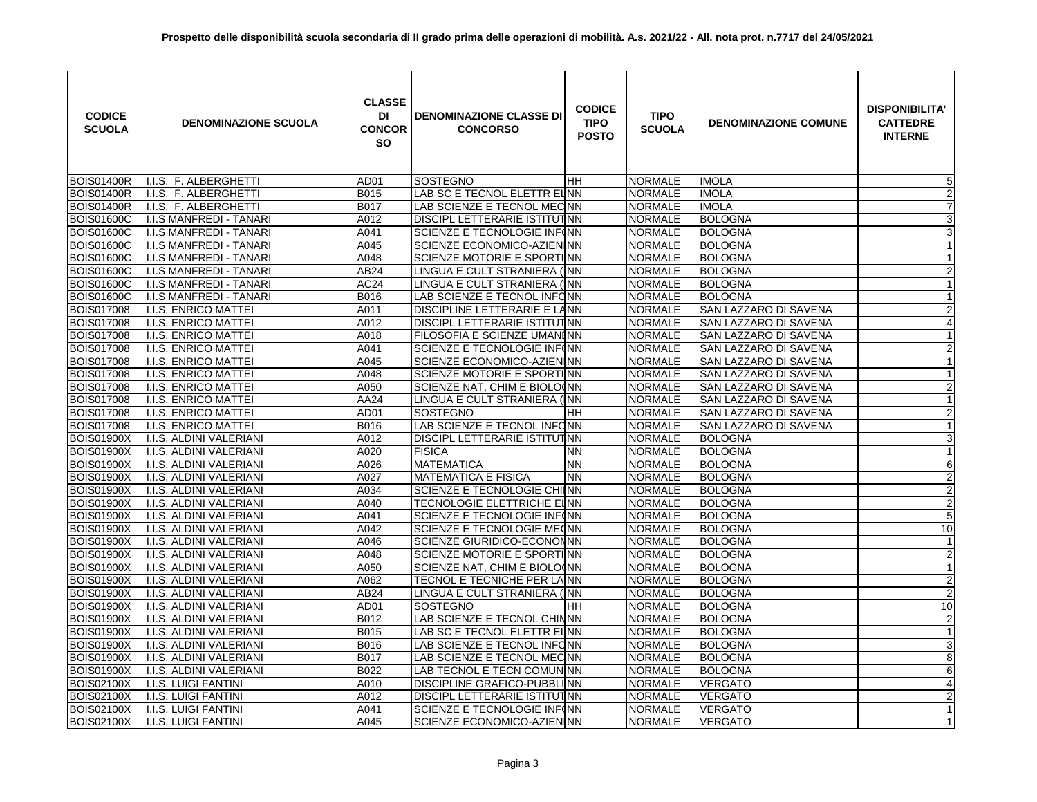**Prospetto delle disponibilità scuola secondaria di II grado prima delle operazioni di mobilità. A.s. 2021/22 - All. nota prot. n.7717 del 24/05/2021**

| CODICE SCUOLA | DENOMINAZIONE SCUOLA | CLASSE DI CONCORSO | DENOMINAZIONE CLASSE DI CONCORSO | CODICE TIPO POSTO | TIPO SCUOLA | DENOMINAZIONE COMUNE | DISPONIBILITA' CATTEDRE INTERNE |
|---|---|---|---|---|---|---|---|
| BOIS01400R | I.I.S. F. ALBERGHETTI | AD01 | SOSTEGNO | HH | NORMALE | IMOLA | 5 |
| BOIS01400R | I.I.S. F. ALBERGHETTI | B015 | LAB SC E TECNOL ELETTR EL | NN | NORMALE | IMOLA | 2 |
| BOIS01400R | I.I.S. F. ALBERGHETTI | B017 | LAB SCIENZE E TECNOL MEC | NN | NORMALE | IMOLA | 7 |
| BOIS01600C | I.I.S MANFREDI - TANARI | A012 | DISCIPL LETTERARIE ISTITUT | NN | NORMALE | BOLOGNA | 3 |
| BOIS01600C | I.I.S MANFREDI - TANARI | A041 | SCIENZE E TECNOLOGIE INF | NN | NORMALE | BOLOGNA | 3 |
| BOIS01600C | I.I.S MANFREDI - TANARI | A045 | SCIENZE ECONOMICO-AZIEN | NN | NORMALE | BOLOGNA | 1 |
| BOIS01600C | I.I.S MANFREDI - TANARI | A048 | SCIENZE MOTORIE E SPORTI | NN | NORMALE | BOLOGNA | 1 |
| BOIS01600C | I.I.S MANFREDI - TANARI | AB24 | LINGUA E CULT STRANIERA ( | NN | NORMALE | BOLOGNA | 2 |
| BOIS01600C | I.I.S MANFREDI - TANARI | AC24 | LINGUA E CULT STRANIERA ( | NN | NORMALE | BOLOGNA | 1 |
| BOIS01600C | I.I.S MANFREDI - TANARI | B016 | LAB SCIENZE E TECNOL INFO | NN | NORMALE | BOLOGNA | 1 |
| BOIS017008 | I.I.S. ENRICO MATTEI | A011 | DISCIPLINE LETTERARIE E LA | NN | NORMALE | SAN LAZZARO DI SAVENA | 2 |
| BOIS017008 | I.I.S. ENRICO MATTEI | A012 | DISCIPL LETTERARIE ISTITUT | NN | NORMALE | SAN LAZZARO DI SAVENA | 4 |
| BOIS017008 | I.I.S. ENRICO MATTEI | A018 | FILOSOFIA E SCIENZE UMANE | NN | NORMALE | SAN LAZZARO DI SAVENA | 1 |
| BOIS017008 | I.I.S. ENRICO MATTEI | A041 | SCIENZE E TECNOLOGIE INF | NN | NORMALE | SAN LAZZARO DI SAVENA | 2 |
| BOIS017008 | I.I.S. ENRICO MATTEI | A045 | SCIENZE ECONOMICO-AZIEN | NN | NORMALE | SAN LAZZARO DI SAVENA | 1 |
| BOIS017008 | I.I.S. ENRICO MATTEI | A048 | SCIENZE MOTORIE E SPORTI | NN | NORMALE | SAN LAZZARO DI SAVENA | 1 |
| BOIS017008 | I.I.S. ENRICO MATTEI | A050 | SCIENZE NAT, CHIM E BIOLO | NN | NORMALE | SAN LAZZARO DI SAVENA | 2 |
| BOIS017008 | I.I.S. ENRICO MATTEI | AA24 | LINGUA E CULT STRANIERA ( | NN | NORMALE | SAN LAZZARO DI SAVENA | 1 |
| BOIS017008 | I.I.S. ENRICO MATTEI | AD01 | SOSTEGNO | HH | NORMALE | SAN LAZZARO DI SAVENA | 2 |
| BOIS017008 | I.I.S. ENRICO MATTEI | B016 | LAB SCIENZE E TECNOL INFO | NN | NORMALE | SAN LAZZARO DI SAVENA | 1 |
| BOIS01900X | I.I.S. ALDINI VALERIANI | A012 | DISCIPL LETTERARIE ISTITUT | NN | NORMALE | BOLOGNA | 3 |
| BOIS01900X | I.I.S. ALDINI VALERIANI | A020 | FISICA | NN | NORMALE | BOLOGNA | 1 |
| BOIS01900X | I.I.S. ALDINI VALERIANI | A026 | MATEMATICA | NN | NORMALE | BOLOGNA | 6 |
| BOIS01900X | I.I.S. ALDINI VALERIANI | A027 | MATEMATICA E FISICA | NN | NORMALE | BOLOGNA | 2 |
| BOIS01900X | I.I.S. ALDINI VALERIANI | A034 | SCIENZE E TECNOLOGIE CHI | NN | NORMALE | BOLOGNA | 2 |
| BOIS01900X | I.I.S. ALDINI VALERIANI | A040 | TECNOLOGIE ELETTRICHE EL | NN | NORMALE | BOLOGNA | 2 |
| BOIS01900X | I.I.S. ALDINI VALERIANI | A041 | SCIENZE E TECNOLOGIE INF | NN | NORMALE | BOLOGNA | 5 |
| BOIS01900X | I.I.S. ALDINI VALERIANI | A042 | SCIENZE E TECNOLOGIE ME | NN | NORMALE | BOLOGNA | 10 |
| BOIS01900X | I.I.S. ALDINI VALERIANI | A046 | SCIENZE GIURIDICO-ECONOM | NN | NORMALE | BOLOGNA | 1 |
| BOIS01900X | I.I.S. ALDINI VALERIANI | A048 | SCIENZE MOTORIE E SPORTI | NN | NORMALE | BOLOGNA | 2 |
| BOIS01900X | I.I.S. ALDINI VALERIANI | A050 | SCIENZE NAT, CHIM E BIOLO | NN | NORMALE | BOLOGNA | 1 |
| BOIS01900X | I.I.S. ALDINI VALERIANI | A062 | TECNOL E TECNICHE PER LA | NN | NORMALE | BOLOGNA | 2 |
| BOIS01900X | I.I.S. ALDINI VALERIANI | AB24 | LINGUA E CULT STRANIERA ( | NN | NORMALE | BOLOGNA | 2 |
| BOIS01900X | I.I.S. ALDINI VALERIANI | AD01 | SOSTEGNO | HH | NORMALE | BOLOGNA | 10 |
| BOIS01900X | I.I.S. ALDINI VALERIANI | B012 | LAB SCIENZE E TECNOL CHIM | NN | NORMALE | BOLOGNA | 2 |
| BOIS01900X | I.I.S. ALDINI VALERIANI | B015 | LAB SC E TECNOL ELETTR EL | NN | NORMALE | BOLOGNA | 1 |
| BOIS01900X | I.I.S. ALDINI VALERIANI | B016 | LAB SCIENZE E TECNOL INFO | NN | NORMALE | BOLOGNA | 3 |
| BOIS01900X | I.I.S. ALDINI VALERIANI | B017 | LAB SCIENZE E TECNOL MEC | NN | NORMALE | BOLOGNA | 8 |
| BOIS01900X | I.I.S. ALDINI VALERIANI | B022 | LAB TECNOL E TECN COMUN | NN | NORMALE | BOLOGNA | 6 |
| BOIS02100X | I.I.S. LUIGI FANTINI | A010 | DISCIPLINE GRAFICO-PUBBLI | NN | NORMALE | VERGATO | 4 |
| BOIS02100X | I.I.S. LUIGI FANTINI | A012 | DISCIPL LETTERARIE ISTITUT | NN | NORMALE | VERGATO | 2 |
| BOIS02100X | I.I.S. LUIGI FANTINI | A041 | SCIENZE E TECNOLOGIE INF | NN | NORMALE | VERGATO | 1 |
| BOIS02100X | I.I.S. LUIGI FANTINI | A045 | SCIENZE ECONOMICO-AZIEN | NN | NORMALE | VERGATO | 1 |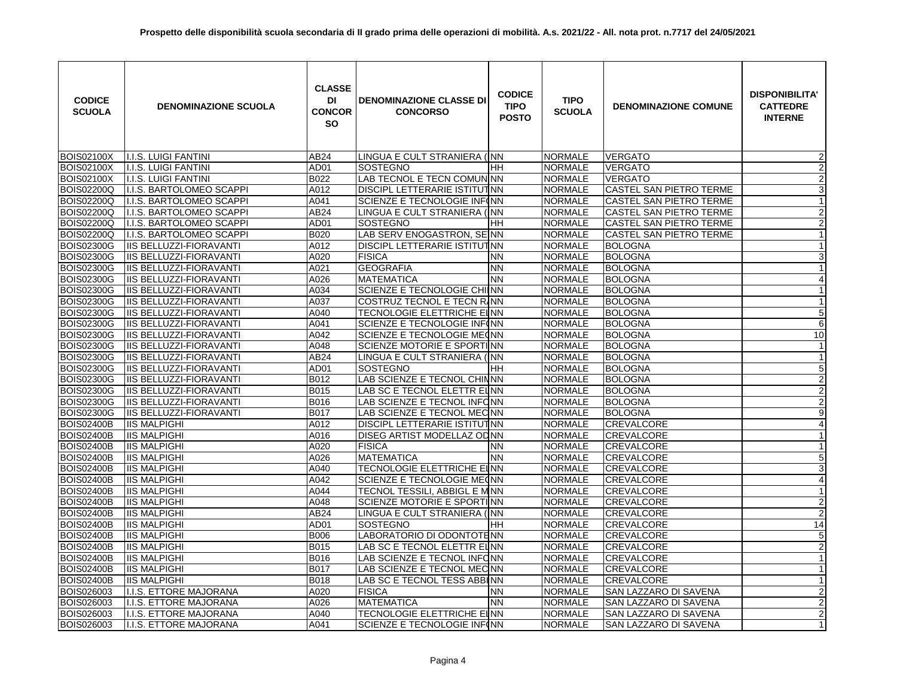**Prospetto delle disponibilità scuola secondaria di II grado prima delle operazioni di mobilità. A.s. 2021/22 - All. nota prot. n.7717 del 24/05/2021**

| CODICE SCUOLA | DENOMINAZIONE SCUOLA | CLASSE DI CONCORSO | DENOMINAZIONE CLASSE DI CONCORSO | CODICE TIPO POSTO | TIPO SCUOLA | DENOMINAZIONE COMUNE | DISPONIBILITA' CATTEDRE INTERNE |
|---|---|---|---|---|---|---|---|
| BOIS02100X | I.I.S. LUIGI FANTINI | AB24 | LINGUA E CULT STRANIERA ( | NN | NORMALE | VERGATO | 2 |
| BOIS02100X | I.I.S. LUIGI FANTINI | AD01 | SOSTEGNO | HH | NORMALE | VERGATO | 2 |
| BOIS02100X | I.I.S. LUIGI FANTINI | B022 | LAB TECNOL E TECN COMUN | NN | NORMALE | VERGATO | 2 |
| BOIS02200Q | I.I.S. BARTOLOMEO SCAPPI | A012 | DISCIPL LETTERARIE ISTITUT | NN | NORMALE | CASTEL SAN PIETRO TERME | 3 |
| BOIS02200Q | I.I.S. BARTOLOMEO SCAPPI | A041 | SCIENZE E TECNOLOGIE INF( | NN | NORMALE | CASTEL SAN PIETRO TERME | 1 |
| BOIS02200Q | I.I.S. BARTOLOMEO SCAPPI | AB24 | LINGUA E CULT STRANIERA ( | NN | NORMALE | CASTEL SAN PIETRO TERME | 2 |
| BOIS02200Q | I.I.S. BARTOLOMEO SCAPPI | AD01 | SOSTEGNO | HH | NORMALE | CASTEL SAN PIETRO TERME | 2 |
| BOIS02200Q | I.I.S. BARTOLOMEO SCAPPI | B020 | LAB SERV ENOGASTRON, SE | NN | NORMALE | CASTEL SAN PIETRO TERME | 1 |
| BOIS02300G | IIS BELLUZZI-FIORAVANTI | A012 | DISCIPL LETTERARIE ISTITUT | NN | NORMALE | BOLOGNA | 1 |
| BOIS02300G | IIS BELLUZZI-FIORAVANTI | A020 | FISICA | NN | NORMALE | BOLOGNA | 3 |
| BOIS02300G | IIS BELLUZZI-FIORAVANTI | A021 | GEOGRAFIA | NN | NORMALE | BOLOGNA | 1 |
| BOIS02300G | IIS BELLUZZI-FIORAVANTI | A026 | MATEMATICA | NN | NORMALE | BOLOGNA | 4 |
| BOIS02300G | IIS BELLUZZI-FIORAVANTI | A034 | SCIENZE E TECNOLOGIE CHI | NN | NORMALE | BOLOGNA | 1 |
| BOIS02300G | IIS BELLUZZI-FIORAVANTI | A037 | COSTRUZ TECNOL E TECN R | NN | NORMALE | BOLOGNA | 1 |
| BOIS02300G | IIS BELLUZZI-FIORAVANTI | A040 | TECNOLOGIE ELETTRICHE E | NN | NORMALE | BOLOGNA | 5 |
| BOIS02300G | IIS BELLUZZI-FIORAVANTI | A041 | SCIENZE E TECNOLOGIE INF( | NN | NORMALE | BOLOGNA | 6 |
| BOIS02300G | IIS BELLUZZI-FIORAVANTI | A042 | SCIENZE E TECNOLOGIE ME( | NN | NORMALE | BOLOGNA | 10 |
| BOIS02300G | IIS BELLUZZI-FIORAVANTI | A048 | SCIENZE MOTORIE E SPORTI | NN | NORMALE | BOLOGNA | 1 |
| BOIS02300G | IIS BELLUZZI-FIORAVANTI | AB24 | LINGUA E CULT STRANIERA ( | NN | NORMALE | BOLOGNA | 1 |
| BOIS02300G | IIS BELLUZZI-FIORAVANTI | AD01 | SOSTEGNO | HH | NORMALE | BOLOGNA | 5 |
| BOIS02300G | IIS BELLUZZI-FIORAVANTI | B012 | LAB SCIENZE E TECNOL CHI | NN | NORMALE | BOLOGNA | 2 |
| BOIS02300G | IIS BELLUZZI-FIORAVANTI | B015 | LAB SC E TECNOL ELETTR E | NN | NORMALE | BOLOGNA | 2 |
| BOIS02300G | IIS BELLUZZI-FIORAVANTI | B016 | LAB SCIENZE E TECNOL INFO | NN | NORMALE | BOLOGNA | 2 |
| BOIS02300G | IIS BELLUZZI-FIORAVANTI | B017 | LAB SCIENZE E TECNOL MEC | NN | NORMALE | BOLOGNA | 9 |
| BOIS02400B | IIS MALPIGHI | A012 | DISCIPL LETTERARIE ISTITUT | NN | NORMALE | CREVALCORE | 4 |
| BOIS02400B | IIS MALPIGHI | A016 | DISEG ARTIST MODELLAZ OD | NN | NORMALE | CREVALCORE | 1 |
| BOIS02400B | IIS MALPIGHI | A020 | FISICA | NN | NORMALE | CREVALCORE | 1 |
| BOIS02400B | IIS MALPIGHI | A026 | MATEMATICA | NN | NORMALE | CREVALCORE | 5 |
| BOIS02400B | IIS MALPIGHI | A040 | TECNOLOGIE ELETTRICHE E | NN | NORMALE | CREVALCORE | 3 |
| BOIS02400B | IIS MALPIGHI | A042 | SCIENZE E TECNOLOGIE ME( | NN | NORMALE | CREVALCORE | 4 |
| BOIS02400B | IIS MALPIGHI | A044 | TECNOL TESSILI, ABBIGL E M | NN | NORMALE | CREVALCORE | 1 |
| BOIS02400B | IIS MALPIGHI | A048 | SCIENZE MOTORIE E SPORTI | NN | NORMALE | CREVALCORE | 2 |
| BOIS02400B | IIS MALPIGHI | AB24 | LINGUA E CULT STRANIERA ( | NN | NORMALE | CREVALCORE | 2 |
| BOIS02400B | IIS MALPIGHI | AD01 | SOSTEGNO | HH | NORMALE | CREVALCORE | 14 |
| BOIS02400B | IIS MALPIGHI | B006 | LABORATORIO DI ODONTOTE | NN | NORMALE | CREVALCORE | 5 |
| BOIS02400B | IIS MALPIGHI | B015 | LAB SC E TECNOL ELETTR E | NN | NORMALE | CREVALCORE | 2 |
| BOIS02400B | IIS MALPIGHI | B016 | LAB SCIENZE E TECNOL INFO | NN | NORMALE | CREVALCORE | 1 |
| BOIS02400B | IIS MALPIGHI | B017 | LAB SCIENZE E TECNOL MEC | NN | NORMALE | CREVALCORE | 1 |
| BOIS02400B | IIS MALPIGHI | B018 | LAB SC E TECNOL TESS ABB | NN | NORMALE | CREVALCORE | 1 |
| BOIS026003 | I.I.S. ETTORE MAJORANA | A020 | FISICA | NN | NORMALE | SAN LAZZARO DI SAVENA | 2 |
| BOIS026003 | I.I.S. ETTORE MAJORANA | A026 | MATEMATICA | NN | NORMALE | SAN LAZZARO DI SAVENA | 2 |
| BOIS026003 | I.I.S. ETTORE MAJORANA | A040 | TECNOLOGIE ELETTRICHE E | NN | NORMALE | SAN LAZZARO DI SAVENA | 2 |
| BOIS026003 | I.I.S. ETTORE MAJORANA | A041 | SCIENZE E TECNOLOGIE INF( | NN | NORMALE | SAN LAZZARO DI SAVENA | 1 |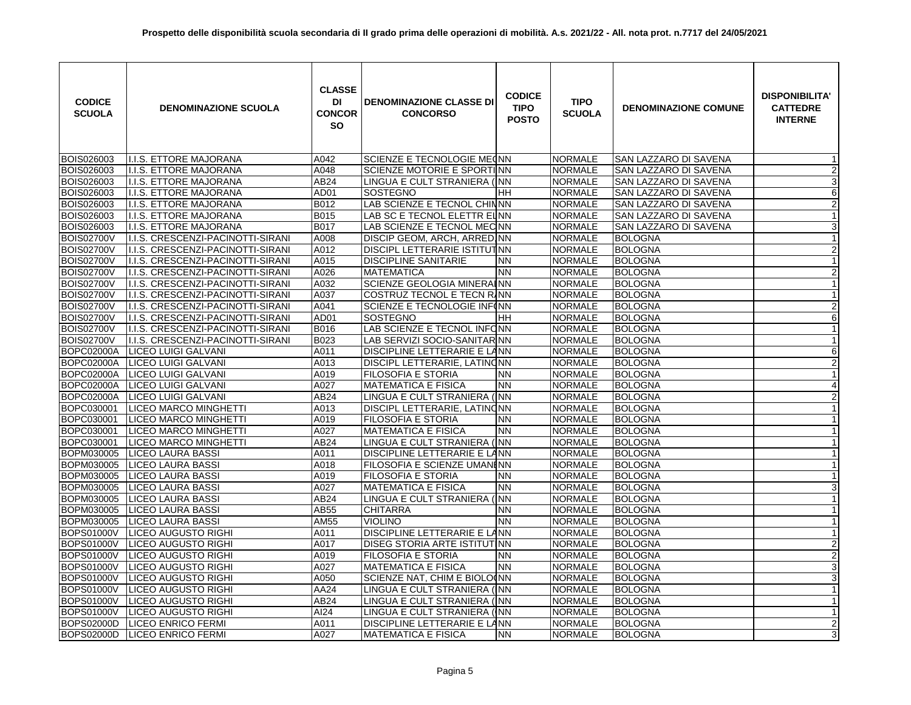**Prospetto delle disponibilità scuola secondaria di II grado prima delle operazioni di mobilità. A.s. 2021/22 - All. nota prot. n.7717 del 24/05/2021**

| CODICE SCUOLA | DENOMINAZIONE SCUOLA | CLASSE DI CONCORSO | DENOMINAZIONE CLASSE DI CONCORSO | CODICE TIPO POSTO | TIPO SCUOLA | DENOMINAZIONE COMUNE | DISPONIBILITA' CATTEDRE INTERNE |
|---|---|---|---|---|---|---|---|
| BOIS026003 | I.I.S. ETTORE MAJORANA | A042 | SCIENZE E TECNOLOGIE MEC | NN | NORMALE | SAN LAZZARO DI SAVENA | 1 |
| BOIS026003 | I.I.S. ETTORE MAJORANA | A048 | SCIENZE MOTORIE E SPORTI | NN | NORMALE | SAN LAZZARO DI SAVENA | 2 |
| BOIS026003 | I.I.S. ETTORE MAJORANA | AB24 | LINGUA E CULT STRANIERA ( | NN | NORMALE | SAN LAZZARO DI SAVENA | 3 |
| BOIS026003 | I.I.S. ETTORE MAJORANA | AD01 | SOSTEGNO | HH | NORMALE | SAN LAZZARO DI SAVENA | 6 |
| BOIS026003 | I.I.S. ETTORE MAJORANA | B012 | LAB SCIENZE E TECNOL CHIN | NN | NORMALE | SAN LAZZARO DI SAVENA | 2 |
| BOIS026003 | I.I.S. ETTORE MAJORANA | B015 | LAB SC E TECNOL ELETTR EL | NN | NORMALE | SAN LAZZARO DI SAVENA | 1 |
| BOIS026003 | I.I.S. ETTORE MAJORANA | B017 | LAB SCIENZE E TECNOL MEC | NN | NORMALE | SAN LAZZARO DI SAVENA | 3 |
| BOIS02700V | I.I.S. CRESCENZI-PACINOTTI-SIRANI | A008 | DISCIP GEOM, ARCH, ARRED | NN | NORMALE | BOLOGNA | 1 |
| BOIS02700V | I.I.S. CRESCENZI-PACINOTTI-SIRANI | A012 | DISCIPL LETTERARIE ISTITUT | NN | NORMALE | BOLOGNA | 2 |
| BOIS02700V | I.I.S. CRESCENZI-PACINOTTI-SIRANI | A015 | DISCIPLINE SANITARIE | NN | NORMALE | BOLOGNA | 1 |
| BOIS02700V | I.I.S. CRESCENZI-PACINOTTI-SIRANI | A026 | MATEMATICA | NN | NORMALE | BOLOGNA | 2 |
| BOIS02700V | I.I.S. CRESCENZI-PACINOTTI-SIRANI | A032 | SCIENZE GEOLOGIA MINERAI | NN | NORMALE | BOLOGNA | 1 |
| BOIS02700V | I.I.S. CRESCENZI-PACINOTTI-SIRANI | A037 | COSTRUZ TECNOL E TECN RA | NN | NORMALE | BOLOGNA | 1 |
| BOIS02700V | I.I.S. CRESCENZI-PACINOTTI-SIRANI | A041 | SCIENZE E TECNOLOGIE INF( | NN | NORMALE | BOLOGNA | 2 |
| BOIS02700V | I.I.S. CRESCENZI-PACINOTTI-SIRANI | AD01 | SOSTEGNO | HH | NORMALE | BOLOGNA | 6 |
| BOIS02700V | I.I.S. CRESCENZI-PACINOTTI-SIRANI | B016 | LAB SCIENZE E TECNOL INFO | NN | NORMALE | BOLOGNA | 1 |
| BOIS02700V | I.I.S. CRESCENZI-PACINOTTI-SIRANI | B023 | LAB SERVIZI SOCIO-SANITAR | NN | NORMALE | BOLOGNA | 1 |
| BOPC02000A | LICEO LUIGI GALVANI | A011 | DISCIPLINE LETTERARIE E LA | NN | NORMALE | BOLOGNA | 6 |
| BOPC02000A | LICEO LUIGI GALVANI | A013 | DISCIPL LETTERARIE, LATINO | NN | NORMALE | BOLOGNA | 2 |
| BOPC02000A | LICEO LUIGI GALVANI | A019 | FILOSOFIA E STORIA | NN | NORMALE | BOLOGNA | 1 |
| BOPC02000A | LICEO LUIGI GALVANI | A027 | MATEMATICA E FISICA | NN | NORMALE | BOLOGNA | 4 |
| BOPC02000A | LICEO LUIGI GALVANI | AB24 | LINGUA E CULT STRANIERA ( | NN | NORMALE | BOLOGNA | 2 |
| BOPC030001 | LICEO MARCO MINGHETTI | A013 | DISCIPL LETTERARIE, LATINO | NN | NORMALE | BOLOGNA | 1 |
| BOPC030001 | LICEO MARCO MINGHETTI | A019 | FILOSOFIA E STORIA | NN | NORMALE | BOLOGNA | 1 |
| BOPC030001 | LICEO MARCO MINGHETTI | A027 | MATEMATICA E FISICA | NN | NORMALE | BOLOGNA | 1 |
| BOPC030001 | LICEO MARCO MINGHETTI | AB24 | LINGUA E CULT STRANIERA ( | NN | NORMALE | BOLOGNA | 1 |
| BOPM030005 | LICEO LAURA BASSI | A011 | DISCIPLINE LETTERARIE E LA | NN | NORMALE | BOLOGNA | 1 |
| BOPM030005 | LICEO LAURA BASSI | A018 | FILOSOFIA E SCIENZE UMANE | NN | NORMALE | BOLOGNA | 1 |
| BOPM030005 | LICEO LAURA BASSI | A019 | FILOSOFIA E STORIA | NN | NORMALE | BOLOGNA | 1 |
| BOPM030005 | LICEO LAURA BASSI | A027 | MATEMATICA E FISICA | NN | NORMALE | BOLOGNA | 3 |
| BOPM030005 | LICEO LAURA BASSI | AB24 | LINGUA E CULT STRANIERA ( | NN | NORMALE | BOLOGNA | 1 |
| BOPM030005 | LICEO LAURA BASSI | AB55 | CHITARRA | NN | NORMALE | BOLOGNA | 1 |
| BOPM030005 | LICEO LAURA BASSI | AM55 | VIOLINO | NN | NORMALE | BOLOGNA | 1 |
| BOPS01000V | LICEO AUGUSTO RIGHI | A011 | DISCIPLINE LETTERARIE E LA | NN | NORMALE | BOLOGNA | 1 |
| BOPS01000V | LICEO AUGUSTO RIGHI | A017 | DISEG STORIA ARTE ISTITUT | NN | NORMALE | BOLOGNA | 2 |
| BOPS01000V | LICEO AUGUSTO RIGHI | A019 | FILOSOFIA E STORIA | NN | NORMALE | BOLOGNA | 2 |
| BOPS01000V | LICEO AUGUSTO RIGHI | A027 | MATEMATICA E FISICA | NN | NORMALE | BOLOGNA | 3 |
| BOPS01000V | LICEO AUGUSTO RIGHI | A050 | SCIENZE NAT, CHIM E BIOLO | NN | NORMALE | BOLOGNA | 3 |
| BOPS01000V | LICEO AUGUSTO RIGHI | AA24 | LINGUA E CULT STRANIERA ( | NN | NORMALE | BOLOGNA | 1 |
| BOPS01000V | LICEO AUGUSTO RIGHI | AB24 | LINGUA E CULT STRANIERA ( | NN | NORMALE | BOLOGNA | 1 |
| BOPS01000V | LICEO AUGUSTO RIGHI | AI24 | LINGUA E CULT STRANIERA ( | NN | NORMALE | BOLOGNA | 1 |
| BOPS02000D | LICEO ENRICO FERMI | A011 | DISCIPLINE LETTERARIE E LA | NN | NORMALE | BOLOGNA | 2 |
| BOPS02000D | LICEO ENRICO FERMI | A027 | MATEMATICA E FISICA | NN | NORMALE | BOLOGNA | 3 |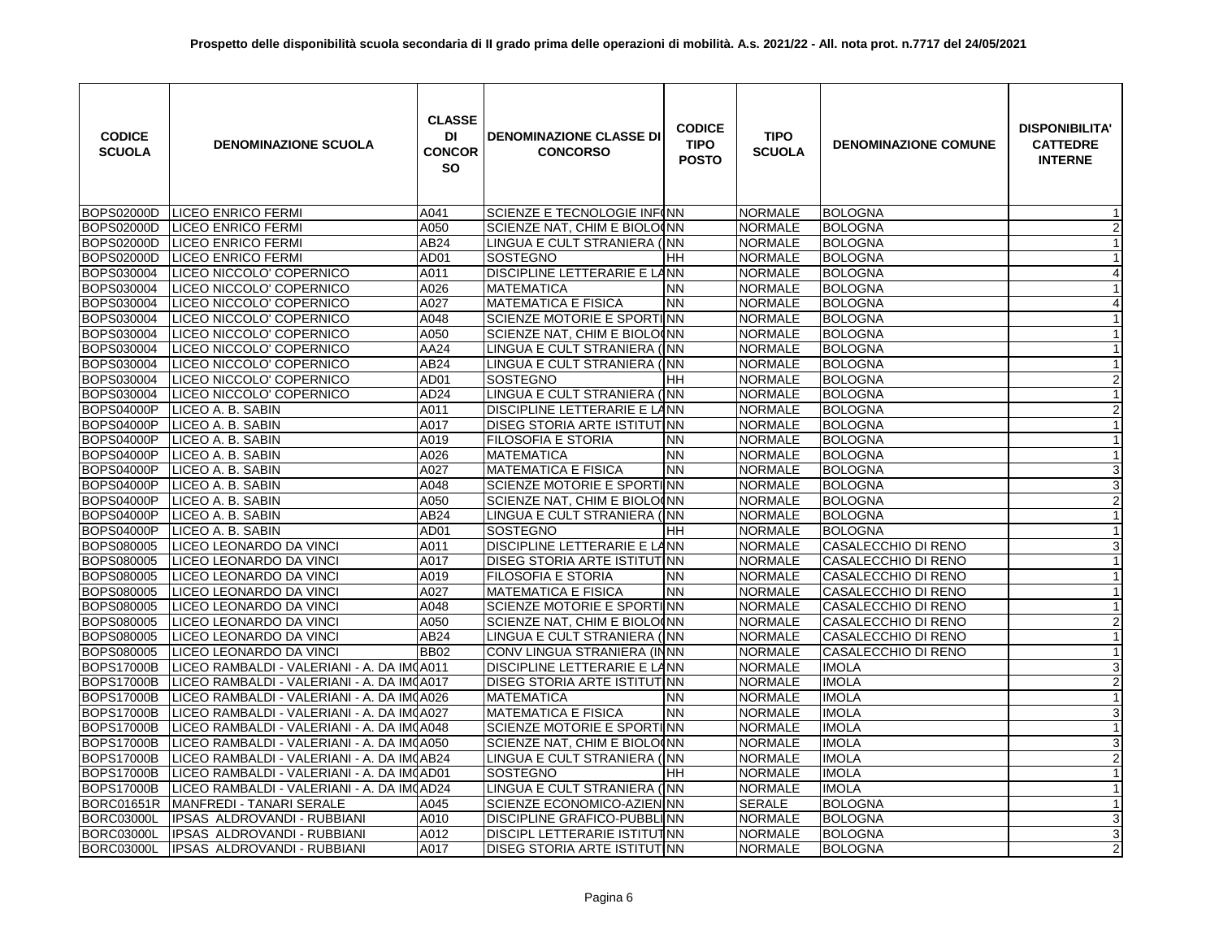**Prospetto delle disponibilità scuola secondaria di II grado prima delle operazioni di mobilità. A.s. 2021/22 - All. nota prot. n.7717 del 24/05/2021**

| CODICE SCUOLA | DENOMINAZIONE SCUOLA | CLASSE DI CONCORSO | DENOMINAZIONE CLASSE DI CONCORSO | CODICE TIPO POSTO | TIPO SCUOLA | DENOMINAZIONE COMUNE | DISPONIBILITA' CATTEDRE INTERNE |
|---|---|---|---|---|---|---|---|
| BOPS02000D | LICEO ENRICO FERMI | A041 | SCIENZE E TECNOLOGIE INF( | NN | NORMALE | BOLOGNA | 1 |
| BOPS02000D | LICEO ENRICO FERMI | A050 | SCIENZE NAT, CHIM E BIOLO( | NN | NORMALE | BOLOGNA | 2 |
| BOPS02000D | LICEO ENRICO FERMI | AB24 | LINGUA E CULT STRANIERA ( | NN | NORMALE | BOLOGNA | 1 |
| BOPS02000D | LICEO ENRICO FERMI | AD01 | SOSTEGNO | HH | NORMALE | BOLOGNA | 1 |
| BOPS030004 | LICEO NICCOLO' COPERNICO | A011 | DISCIPLINE LETTERARIE E LA | NN | NORMALE | BOLOGNA | 4 |
| BOPS030004 | LICEO NICCOLO' COPERNICO | A026 | MATEMATICA | NN | NORMALE | BOLOGNA | 1 |
| BOPS030004 | LICEO NICCOLO' COPERNICO | A027 | MATEMATICA E FISICA | NN | NORMALE | BOLOGNA | 4 |
| BOPS030004 | LICEO NICCOLO' COPERNICO | A048 | SCIENZE MOTORIE E SPORTI | NN | NORMALE | BOLOGNA | 1 |
| BOPS030004 | LICEO NICCOLO' COPERNICO | A050 | SCIENZE NAT, CHIM E BIOLO( | NN | NORMALE | BOLOGNA | 1 |
| BOPS030004 | LICEO NICCOLO' COPERNICO | AA24 | LINGUA E CULT STRANIERA ( | NN | NORMALE | BOLOGNA | 1 |
| BOPS030004 | LICEO NICCOLO' COPERNICO | AB24 | LINGUA E CULT STRANIERA ( | NN | NORMALE | BOLOGNA | 1 |
| BOPS030004 | LICEO NICCOLO' COPERNICO | AD01 | SOSTEGNO | HH | NORMALE | BOLOGNA | 2 |
| BOPS030004 | LICEO NICCOLO' COPERNICO | AD24 | LINGUA E CULT STRANIERA ( | NN | NORMALE | BOLOGNA | 1 |
| BOPS04000P | LICEO A. B. SABIN | A011 | DISCIPLINE LETTERARIE E LA | NN | NORMALE | BOLOGNA | 2 |
| BOPS04000P | LICEO A. B. SABIN | A017 | DISEG STORIA ARTE ISTITUT | NN | NORMALE | BOLOGNA | 1 |
| BOPS04000P | LICEO A. B. SABIN | A019 | FILOSOFIA E STORIA | NN | NORMALE | BOLOGNA | 1 |
| BOPS04000P | LICEO A. B. SABIN | A026 | MATEMATICA | NN | NORMALE | BOLOGNA | 1 |
| BOPS04000P | LICEO A. B. SABIN | A027 | MATEMATICA E FISICA | NN | NORMALE | BOLOGNA | 3 |
| BOPS04000P | LICEO A. B. SABIN | A048 | SCIENZE MOTORIE E SPORTI | NN | NORMALE | BOLOGNA | 3 |
| BOPS04000P | LICEO A. B. SABIN | A050 | SCIENZE NAT, CHIM E BIOLO( | NN | NORMALE | BOLOGNA | 2 |
| BOPS04000P | LICEO A. B. SABIN | AB24 | LINGUA E CULT STRANIERA ( | NN | NORMALE | BOLOGNA | 1 |
| BOPS04000P | LICEO A. B. SABIN | AD01 | SOSTEGNO | HH | NORMALE | BOLOGNA | 1 |
| BOPS080005 | LICEO LEONARDO DA VINCI | A011 | DISCIPLINE LETTERARIE E LA | NN | NORMALE | CASALECCHIO DI RENO | 3 |
| BOPS080005 | LICEO LEONARDO DA VINCI | A017 | DISEG STORIA ARTE ISTITUT | NN | NORMALE | CASALECCHIO DI RENO | 1 |
| BOPS080005 | LICEO LEONARDO DA VINCI | A019 | FILOSOFIA E STORIA | NN | NORMALE | CASALECCHIO DI RENO | 1 |
| BOPS080005 | LICEO LEONARDO DA VINCI | A027 | MATEMATICA E FISICA | NN | NORMALE | CASALECCHIO DI RENO | 1 |
| BOPS080005 | LICEO LEONARDO DA VINCI | A048 | SCIENZE MOTORIE E SPORTI | NN | NORMALE | CASALECCHIO DI RENO | 1 |
| BOPS080005 | LICEO LEONARDO DA VINCI | A050 | SCIENZE NAT, CHIM E BIOLO( | NN | NORMALE | CASALECCHIO DI RENO | 2 |
| BOPS080005 | LICEO LEONARDO DA VINCI | AB24 | LINGUA E CULT STRANIERA ( | NN | NORMALE | CASALECCHIO DI RENO | 1 |
| BOPS080005 | LICEO LEONARDO DA VINCI | BB02 | CONV LINGUA STRANIERA (IN | NN | NORMALE | CASALECCHIO DI RENO | 1 |
| BOPS17000B | LICEO RAMBALDI - VALERIANI - A. DA IM( | A011 | DISCIPLINE LETTERARIE E LA | NN | NORMALE | IMOLA | 3 |
| BOPS17000B | LICEO RAMBALDI - VALERIANI - A. DA IM( | A017 | DISEG STORIA ARTE ISTITUT | NN | NORMALE | IMOLA | 2 |
| BOPS17000B | LICEO RAMBALDI - VALERIANI - A. DA IM( | A026 | MATEMATICA | NN | NORMALE | IMOLA | 1 |
| BOPS17000B | LICEO RAMBALDI - VALERIANI - A. DA IM( | A027 | MATEMATICA E FISICA | NN | NORMALE | IMOLA | 3 |
| BOPS17000B | LICEO RAMBALDI - VALERIANI - A. DA IM( | A048 | SCIENZE MOTORIE E SPORTI | NN | NORMALE | IMOLA | 1 |
| BOPS17000B | LICEO RAMBALDI - VALERIANI - A. DA IM( | A050 | SCIENZE NAT, CHIM E BIOLO( | NN | NORMALE | IMOLA | 3 |
| BOPS17000B | LICEO RAMBALDI - VALERIANI - A. DA IM( | AB24 | LINGUA E CULT STRANIERA ( | NN | NORMALE | IMOLA | 2 |
| BOPS17000B | LICEO RAMBALDI - VALERIANI - A. DA IM( | AD01 | SOSTEGNO | HH | NORMALE | IMOLA | 1 |
| BOPS17000B | LICEO RAMBALDI - VALERIANI - A. DA IM( | AD24 | LINGUA E CULT STRANIERA ( | NN | NORMALE | IMOLA | 1 |
| BORC01651R | MANFREDI - TANARI SERALE | A045 | SCIENZE ECONOMICO-AZIEN | NN | SERALE | BOLOGNA | 1 |
| BORC03000L | IPSAS ALDROVANDI - RUBBIANI | A010 | DISCIPLINE GRAFICO-PUBBLI | NN | NORMALE | BOLOGNA | 3 |
| BORC03000L | IPSAS ALDROVANDI - RUBBIANI | A012 | DISCIPL LETTERARIE ISTITUT | NN | NORMALE | BOLOGNA | 3 |
| BORC03000L | IPSAS ALDROVANDI - RUBBIANI | A017 | DISEG STORIA ARTE ISTITUT | NN | NORMALE | BOLOGNA | 2 |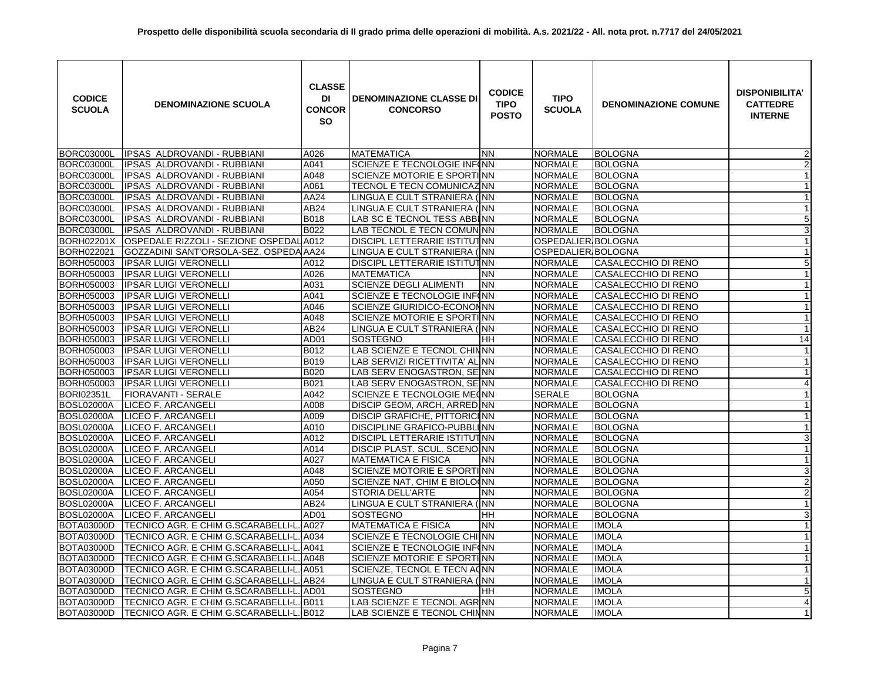**Prospetto delle disponibilità scuola secondaria di II grado prima delle operazioni di mobilità. A.s. 2021/22 - All. nota prot. n.7717 del 24/05/2021**

| CODICE SCUOLA | DENOMINAZIONE SCUOLA | CLASSE DI CONCORSO | DENOMINAZIONE CLASSE DI CONCORSO | CODICE TIPO POSTO | TIPO SCUOLA | DENOMINAZIONE COMUNE | DISPONIBILITA' CATTEDRE INTERNE |
|---|---|---|---|---|---|---|---|
| BORC03000L | IPSAS ALDROVANDI - RUBBIANI | A026 | MATEMATICA | NN | NORMALE | BOLOGNA | 2 |
| BORC03000L | IPSAS ALDROVANDI - RUBBIANI | A041 | SCIENZE E TECNOLOGIE INF( | NN | NORMALE | BOLOGNA | 2 |
| BORC03000L | IPSAS ALDROVANDI - RUBBIANI | A048 | SCIENZE MOTORIE E SPORTI | NN | NORMALE | BOLOGNA | 1 |
| BORC03000L | IPSAS ALDROVANDI - RUBBIANI | A061 | TECNOL E TECN COMUNICAZ | NN | NORMALE | BOLOGNA | 1 |
| BORC03000L | IPSAS ALDROVANDI - RUBBIANI | AA24 | LINGUA E CULT STRANIERA ( | NN | NORMALE | BOLOGNA | 1 |
| BORC03000L | IPSAS ALDROVANDI - RUBBIANI | AB24 | LINGUA E CULT STRANIERA ( | NN | NORMALE | BOLOGNA | 1 |
| BORC03000L | IPSAS ALDROVANDI - RUBBIANI | B018 | LAB SC E TECNOL TESS ABBI | NN | NORMALE | BOLOGNA | 5 |
| BORC03000L | IPSAS ALDROVANDI - RUBBIANI | B022 | LAB TECNOL E TECN COMUN | NN | NORMALE | BOLOGNA | 3 |
| BORH02201X | OSPEDALE RIZZOLI - SEZIONE OSPEDAL | A012 | DISCIPL LETTERARIE ISTITUT | NN | OSPEDALIER | BOLOGNA | 1 |
| BORH022021 | GOZZADINI SANT'ORSOLA-SEZ. OSPEDA | AA24 | LINGUA E CULT STRANIERA ( | NN | OSPEDALIER | BOLOGNA | 1 |
| BORH050003 | IPSAR LUIGI VERONELLI | A012 | DISCIPL LETTERARIE ISTITUT | NN | NORMALE | CASALECCHIO DI RENO | 5 |
| BORH050003 | IPSAR LUIGI VERONELLI | A026 | MATEMATICA | NN | NORMALE | CASALECCHIO DI RENO | 1 |
| BORH050003 | IPSAR LUIGI VERONELLI | A031 | SCIENZE DEGLI ALIMENTI | NN | NORMALE | CASALECCHIO DI RENO | 1 |
| BORH050003 | IPSAR LUIGI VERONELLI | A041 | SCIENZE E TECNOLOGIE INF( | NN | NORMALE | CASALECCHIO DI RENO | 1 |
| BORH050003 | IPSAR LUIGI VERONELLI | A046 | SCIENZE GIURIDICO-ECONON | NN | NORMALE | CASALECCHIO DI RENO | 1 |
| BORH050003 | IPSAR LUIGI VERONELLI | A048 | SCIENZE MOTORIE E SPORTI | NN | NORMALE | CASALECCHIO DI RENO | 1 |
| BORH050003 | IPSAR LUIGI VERONELLI | AB24 | LINGUA E CULT STRANIERA ( | NN | NORMALE | CASALECCHIO DI RENO | 1 |
| BORH050003 | IPSAR LUIGI VERONELLI | AD01 | SOSTEGNO | HH | NORMALE | CASALECCHIO DI RENO | 14 |
| BORH050003 | IPSAR LUIGI VERONELLI | B012 | LAB SCIENZE E TECNOL CHIN | NN | NORMALE | CASALECCHIO DI RENO | 1 |
| BORH050003 | IPSAR LUIGI VERONELLI | B019 | LAB SERVIZI RICETTIVITA' AL | NN | NORMALE | CASALECCHIO DI RENO | 1 |
| BORH050003 | IPSAR LUIGI VERONELLI | B020 | LAB SERV ENOGASTRON, SE | NN | NORMALE | CASALECCHIO DI RENO | 1 |
| BORH050003 | IPSAR LUIGI VERONELLI | B021 | LAB SERV ENOGASTRON, SE | NN | NORMALE | CASALECCHIO DI RENO | 4 |
| BORI02351L | FIORAVANTI - SERALE | A042 | SCIENZE E TECNOLOGIE ME( | NN | SERALE | BOLOGNA | 1 |
| BOSL02000A | LICEO F. ARCANGELI | A008 | DISCIP GEOM, ARCH, ARRED, | NN | NORMALE | BOLOGNA | 1 |
| BOSL02000A | LICEO F. ARCANGELI | A009 | DISCIP GRAFICHE, PITTORICH | NN | NORMALE | BOLOGNA | 1 |
| BOSL02000A | LICEO F. ARCANGELI | A010 | DISCIPLINE GRAFICO-PUBBLI | NN | NORMALE | BOLOGNA | 1 |
| BOSL02000A | LICEO F. ARCANGELI | A012 | DISCIPL LETTERARIE ISTITUT | NN | NORMALE | BOLOGNA | 3 |
| BOSL02000A | LICEO F. ARCANGELI | A014 | DISCIP PLAST. SCUL. SCENO | NN | NORMALE | BOLOGNA | 1 |
| BOSL02000A | LICEO F. ARCANGELI | A027 | MATEMATICA E FISICA | NN | NORMALE | BOLOGNA | 1 |
| BOSL02000A | LICEO F. ARCANGELI | A048 | SCIENZE MOTORIE E SPORTI | NN | NORMALE | BOLOGNA | 3 |
| BOSL02000A | LICEO F. ARCANGELI | A050 | SCIENZE NAT, CHIM E BIOLO( | NN | NORMALE | BOLOGNA | 2 |
| BOSL02000A | LICEO F. ARCANGELI | A054 | STORIA DELL'ARTE | NN | NORMALE | BOLOGNA | 2 |
| BOSL02000A | LICEO F. ARCANGELI | AB24 | LINGUA E CULT STRANIERA ( | NN | NORMALE | BOLOGNA | 1 |
| BOSL02000A | LICEO F. ARCANGELI | AD01 | SOSTEGNO | HH | NORMALE | BOLOGNA | 3 |
| BOTA03000D | TECNICO AGR. E CHIM G.SCARABELLI-L. | A027 | MATEMATICA E FISICA | NN | NORMALE | IMOLA | 1 |
| BOTA03000D | TECNICO AGR. E CHIM G.SCARABELLI-L. | A034 | SCIENZE E TECNOLOGIE CHI | NN | NORMALE | IMOLA | 1 |
| BOTA03000D | TECNICO AGR. E CHIM G.SCARABELLI-L. | A041 | SCIENZE E TECNOLOGIE INF( | NN | NORMALE | IMOLA | 1 |
| BOTA03000D | TECNICO AGR. E CHIM G.SCARABELLI-L. | A048 | SCIENZE MOTORIE E SPORTI | NN | NORMALE | IMOLA | 1 |
| BOTA03000D | TECNICO AGR. E CHIM G.SCARABELLI-L. | A051 | SCIENZE, TECNOL E TECN A( | NN | NORMALE | IMOLA | 1 |
| BOTA03000D | TECNICO AGR. E CHIM G.SCARABELLI-L. | AB24 | LINGUA E CULT STRANIERA ( | NN | NORMALE | IMOLA | 1 |
| BOTA03000D | TECNICO AGR. E CHIM G.SCARABELLI-L. | AD01 | SOSTEGNO | HH | NORMALE | IMOLA | 5 |
| BOTA03000D | TECNICO AGR. E CHIM G.SCARABELLI-L. | B011 | LAB SCIENZE E TECNOL AGR | NN | NORMALE | IMOLA | 4 |
| BOTA03000D | TECNICO AGR. E CHIM G.SCARABELLI-L. | B012 | LAB SCIENZE E TECNOL CHIN | NN | NORMALE | IMOLA | 1 |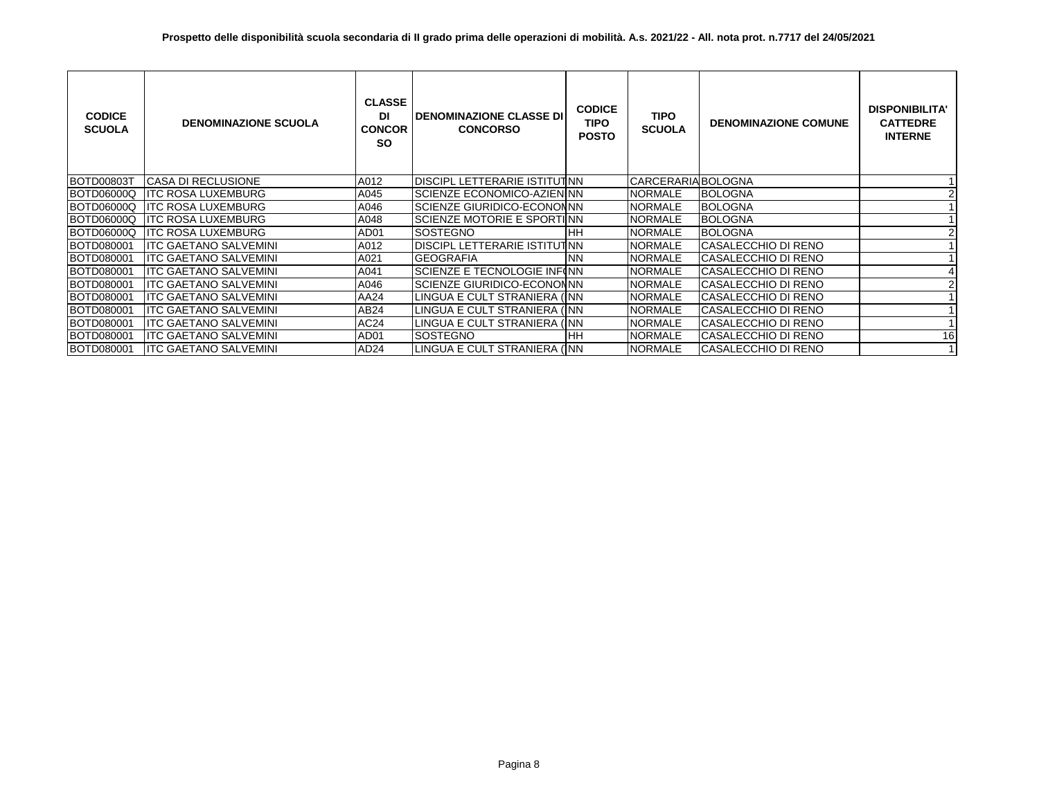**Prospetto delle disponibilità scuola secondaria di II grado prima delle operazioni di mobilità. A.s. 2021/22 - All. nota prot. n.7717 del 24/05/2021**

| CODICE SCUOLA | DENOMINAZIONE SCUOLA | CLASSE DI CONCORSO | DENOMINAZIONE CLASSE DI CONCORSO | CODICE TIPO POSTO | TIPO SCUOLA | DENOMINAZIONE COMUNE | DISPONIBILITA' CATTEDRE INTERNE |
|---|---|---|---|---|---|---|---|
| BOTD00803T | CASA DI RECLUSIONE | A012 | DISCIPL LETTERARIE ISTITUT | NN | CARCERARIA | BOLOGNA | 1 |
| BOTD06000Q | ITC ROSA LUXEMBURG | A045 | SCIENZE ECONOMICO-AZIEN | NN | NORMALE | BOLOGNA | 2 |
| BOTD06000Q | ITC ROSA LUXEMBURG | A046 | SCIENZE GIURIDICO-ECONOM | NN | NORMALE | BOLOGNA | 1 |
| BOTD06000Q | ITC ROSA LUXEMBURG | A048 | SCIENZE MOTORIE E SPORTI | NN | NORMALE | BOLOGNA | 1 |
| BOTD06000Q | ITC ROSA LUXEMBURG | AD01 | SOSTEGNO | HH | NORMALE | BOLOGNA | 2 |
| BOTD080001 | ITC GAETANO SALVEMINI | A012 | DISCIPL LETTERARIE ISTITUT | NN | NORMALE | CASALECCHIO DI RENO | 1 |
| BOTD080001 | ITC GAETANO SALVEMINI | A021 | GEOGRAFIA | NN | NORMALE | CASALECCHIO DI RENO | 1 |
| BOTD080001 | ITC GAETANO SALVEMINI | A041 | SCIENZE E TECNOLOGIE INFO | NN | NORMALE | CASALECCHIO DI RENO | 4 |
| BOTD080001 | ITC GAETANO SALVEMINI | A046 | SCIENZE GIURIDICO-ECONOM | NN | NORMALE | CASALECCHIO DI RENO | 2 |
| BOTD080001 | ITC GAETANO SALVEMINI | AA24 | LINGUA E CULT STRANIERA ( | NN | NORMALE | CASALECCHIO DI RENO | 1 |
| BOTD080001 | ITC GAETANO SALVEMINI | AB24 | LINGUA E CULT STRANIERA ( | NN | NORMALE | CASALECCHIO DI RENO | 1 |
| BOTD080001 | ITC GAETANO SALVEMINI | AC24 | LINGUA E CULT STRANIERA ( | NN | NORMALE | CASALECCHIO DI RENO | 1 |
| BOTD080001 | ITC GAETANO SALVEMINI | AD01 | SOSTEGNO | HH | NORMALE | CASALECCHIO DI RENO | 16 |
| BOTD080001 | ITC GAETANO SALVEMINI | AD24 | LINGUA E CULT STRANIERA ( | NN | NORMALE | CASALECCHIO DI RENO | 1 |